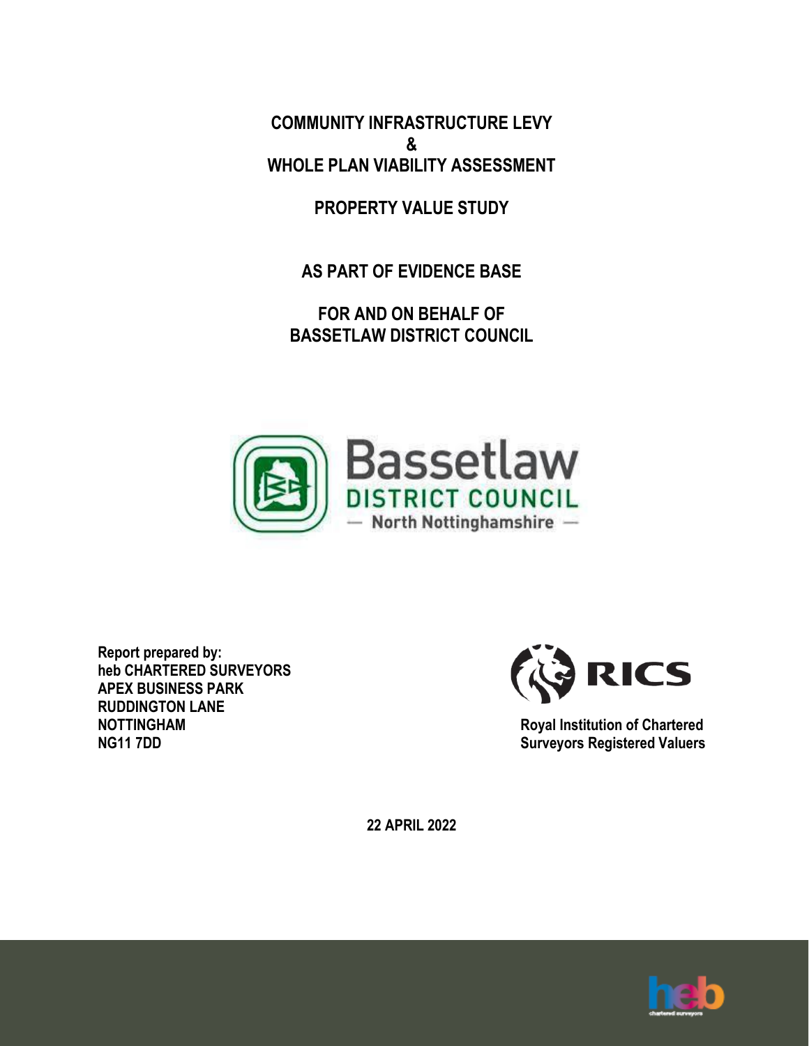# COMMUNITY INFRASTRUCTURE LEVY & WHOLE PLAN VIABILITY ASSESSMENT

## PROPERTY VALUE STUDY

## AS PART OF EVIDENCE BASE

## FOR AND ON BEHALF OF BASSETLAW DISTRICT COUNCIL

Bassetlaw DISTRICT COUNCIL — North Nottinghamshire —

**Report prepared by:**
**heb CHARTERED SURVEYORS**
**APEX BUSINESS PARK**
**RUDDINGTON LANE**
**NOTTINGHAM**
**NG11 7DD**

RICS

**Royal Institution of Chartered Surveyors Registered Valuers**

**22 APRIL 2022**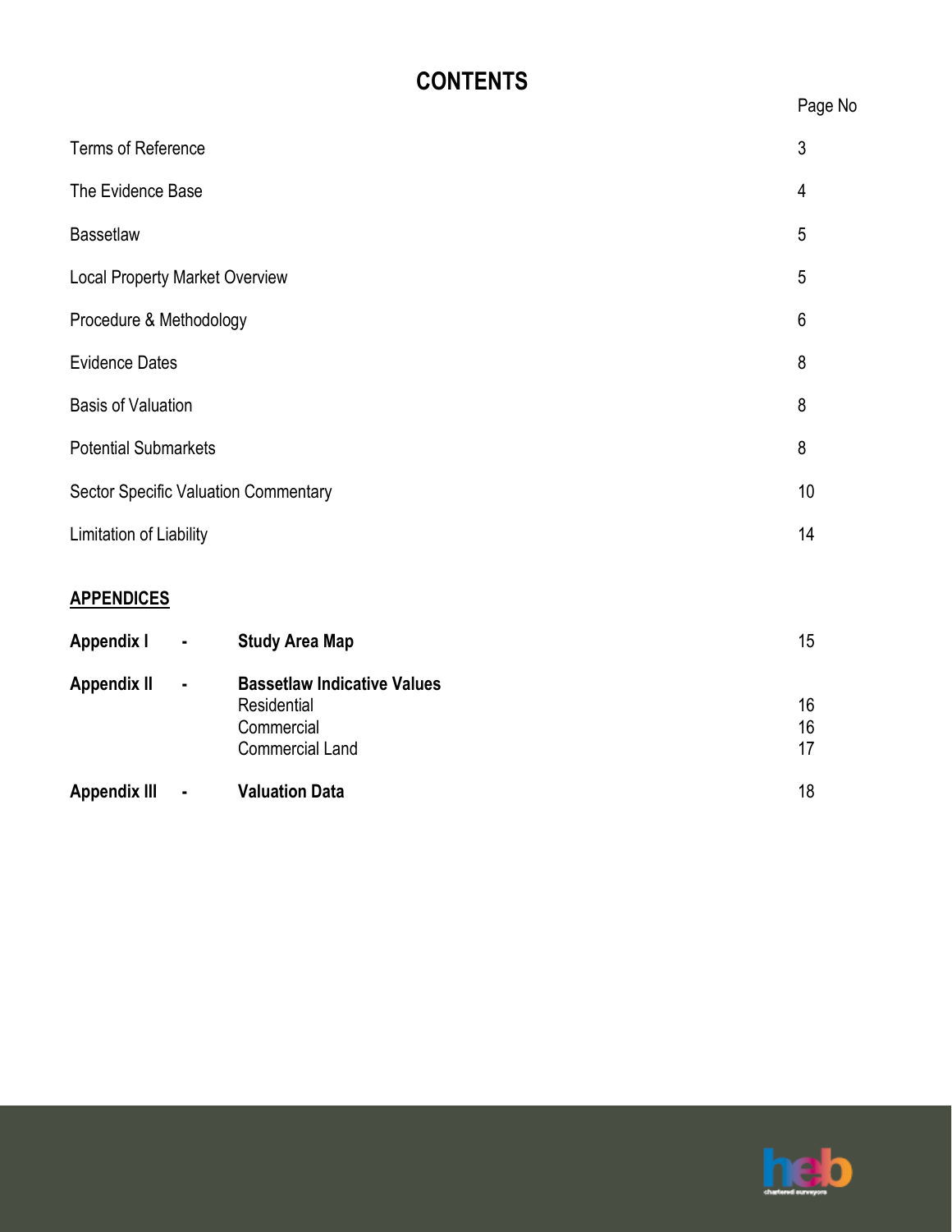# CONTENTS

| | Page No |
|---|---|
| Terms of Reference | 3 |
| The Evidence Base | 4 |
| Bassetlaw | 5 |
| Local Property Market Overview | 5 |
| Procedure & Methodology | 6 |
| Evidence Dates | 8 |
| Basis of Valuation | 8 |
| Potential Submarkets | 8 |
| Sector Specific Valuation Commentary | 10 |
| Limitation of Liability | 14 |

## APPENDICES

| | | | |
|---|---|---|---|
| **Appendix I** | - | **Study Area Map** | 15 |
| **Appendix II** | - | **Bassetlaw Indicative Values** | |
| | | Residential | 16 |
| | | Commercial | 16 |
| | | Commercial Land | 17 |
| **Appendix III** | - | **Valuation Data** | 18 |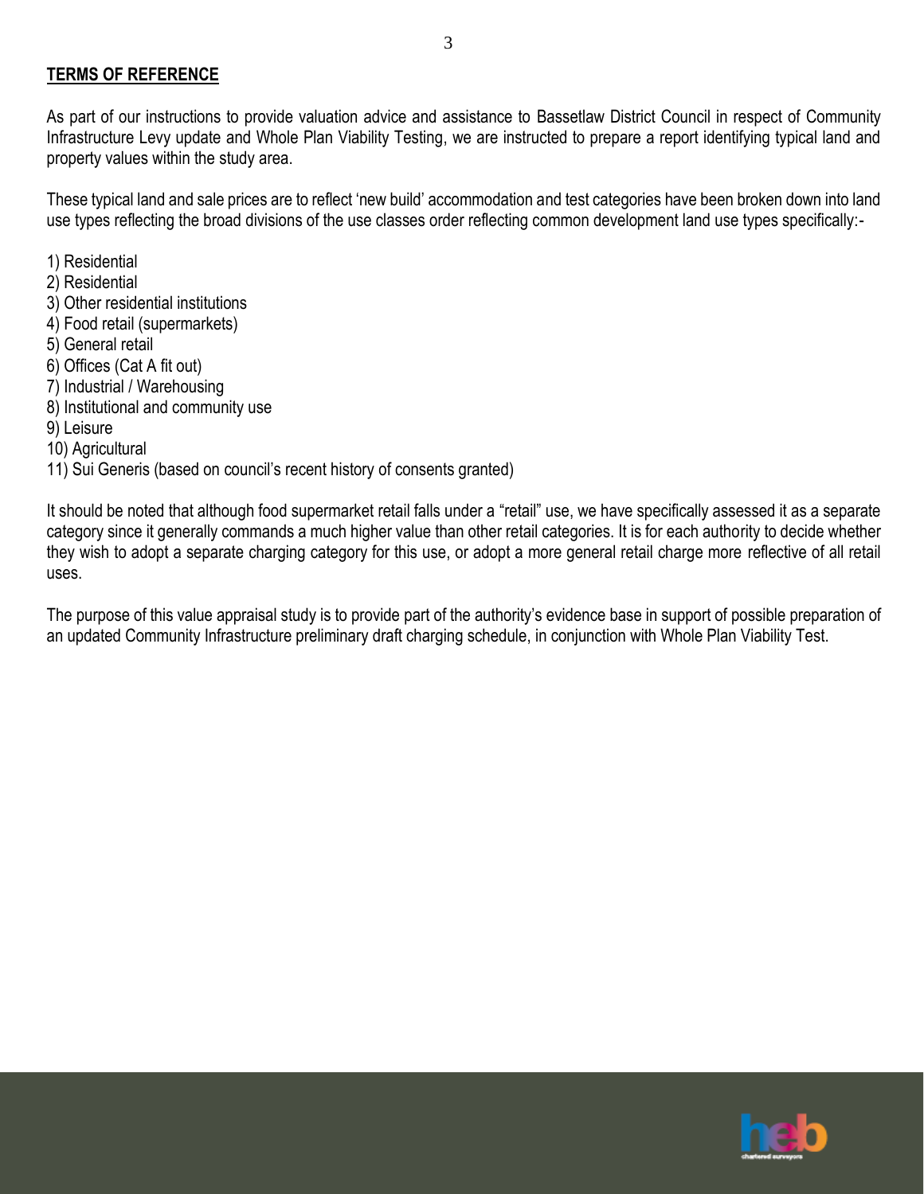## TERMS OF REFERENCE

As part of our instructions to provide valuation advice and assistance to Bassetlaw District Council in respect of Community Infrastructure Levy update and Whole Plan Viability Testing, we are instructed to prepare a report identifying typical land and property values within the study area.

These typical land and sale prices are to reflect 'new build' accommodation and test categories have been broken down into land use types reflecting the broad divisions of the use classes order reflecting common development land use types specifically:-

1) Residential
2) Residential
3) Other residential institutions
4) Food retail (supermarkets)
5) General retail
6) Offices (Cat A fit out)
7) Industrial / Warehousing
8) Institutional and community use
9) Leisure
10) Agricultural
11) Sui Generis (based on council's recent history of consents granted)

It should be noted that although food supermarket retail falls under a "retail" use, we have specifically assessed it as a separate category since it generally commands a much higher value than other retail categories. It is for each authority to decide whether they wish to adopt a separate charging category for this use, or adopt a more general retail charge more reflective of all retail uses.

The purpose of this value appraisal study is to provide part of the authority's evidence base in support of possible preparation of an updated Community Infrastructure preliminary draft charging schedule, in conjunction with Whole Plan Viability Test.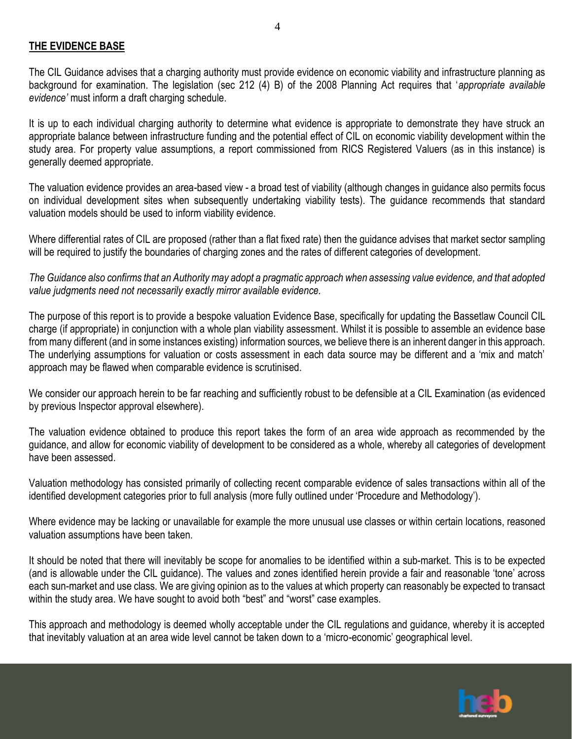## THE EVIDENCE BASE

The CIL Guidance advises that a charging authority must provide evidence on economic viability and infrastructure planning as background for examination. The legislation (sec 212 (4) B) of the 2008 Planning Act requires that '*appropriate available evidence'* must inform a draft charging schedule.

It is up to each individual charging authority to determine what evidence is appropriate to demonstrate they have struck an appropriate balance between infrastructure funding and the potential effect of CIL on economic viability development within the study area. For property value assumptions, a report commissioned from RICS Registered Valuers (as in this instance) is generally deemed appropriate.

The valuation evidence provides an area-based view - a broad test of viability (although changes in guidance also permits focus on individual development sites when subsequently undertaking viability tests). The guidance recommends that standard valuation models should be used to inform viability evidence.

Where differential rates of CIL are proposed (rather than a flat fixed rate) then the guidance advises that market sector sampling will be required to justify the boundaries of charging zones and the rates of different categories of development.

*The Guidance also confirms that an Authority may adopt a pragmatic approach when assessing value evidence, and that adopted value judgments need not necessarily exactly mirror available evidence.*

The purpose of this report is to provide a bespoke valuation Evidence Base, specifically for updating the Bassetlaw Council CIL charge (if appropriate) in conjunction with a whole plan viability assessment. Whilst it is possible to assemble an evidence base from many different (and in some instances existing) information sources, we believe there is an inherent danger in this approach. The underlying assumptions for valuation or costs assessment in each data source may be different and a 'mix and match' approach may be flawed when comparable evidence is scrutinised.

We consider our approach herein to be far reaching and sufficiently robust to be defensible at a CIL Examination (as evidenced by previous Inspector approval elsewhere).

The valuation evidence obtained to produce this report takes the form of an area wide approach as recommended by the guidance, and allow for economic viability of development to be considered as a whole, whereby all categories of development have been assessed.

Valuation methodology has consisted primarily of collecting recent comparable evidence of sales transactions within all of the identified development categories prior to full analysis (more fully outlined under 'Procedure and Methodology').

Where evidence may be lacking or unavailable for example the more unusual use classes or within certain locations, reasoned valuation assumptions have been taken.

It should be noted that there will inevitably be scope for anomalies to be identified within a sub-market. This is to be expected (and is allowable under the CIL guidance). The values and zones identified herein provide a fair and reasonable 'tone' across each sun-market and use class. We are giving opinion as to the values at which property can reasonably be expected to transact within the study area. We have sought to avoid both "best" and "worst" case examples.

This approach and methodology is deemed wholly acceptable under the CIL regulations and guidance, whereby it is accepted that inevitably valuation at an area wide level cannot be taken down to a 'micro-economic' geographical level.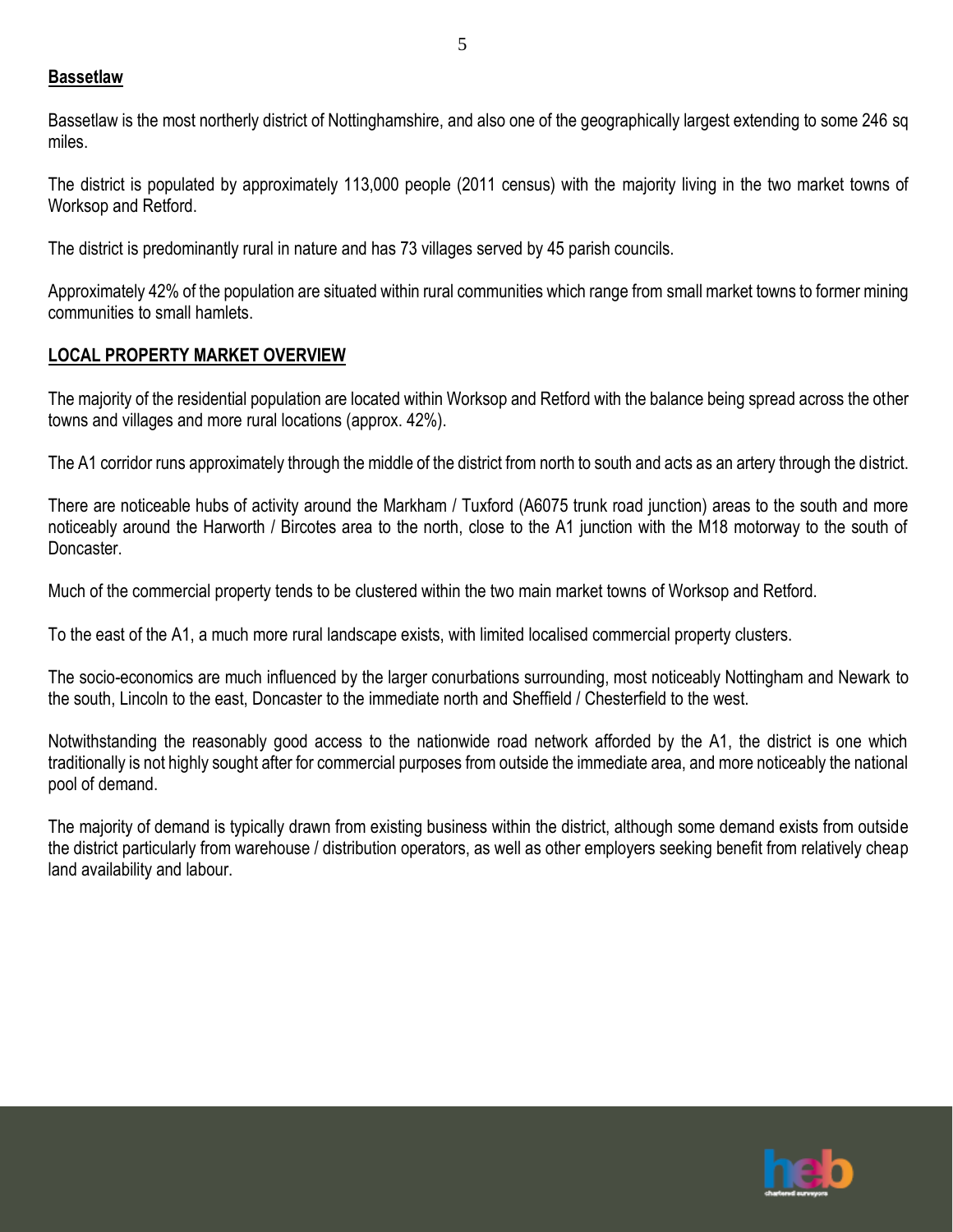## Bassetlaw

Bassetlaw is the most northerly district of Nottinghamshire, and also one of the geographically largest extending to some 246 sq miles.

The district is populated by approximately 113,000 people (2011 census) with the majority living in the two market towns of Worksop and Retford.

The district is predominantly rural in nature and has 73 villages served by 45 parish councils.

Approximately 42% of the population are situated within rural communities which range from small market towns to former mining communities to small hamlets.

## LOCAL PROPERTY MARKET OVERVIEW

The majority of the residential population are located within Worksop and Retford with the balance being spread across the other towns and villages and more rural locations (approx. 42%).

The A1 corridor runs approximately through the middle of the district from north to south and acts as an artery through the district.

There are noticeable hubs of activity around the Markham / Tuxford (A6075 trunk road junction) areas to the south and more noticeably around the Harworth / Bircotes area to the north, close to the A1 junction with the M18 motorway to the south of Doncaster.

Much of the commercial property tends to be clustered within the two main market towns of Worksop and Retford.

To the east of the A1, a much more rural landscape exists, with limited localised commercial property clusters.

The socio-economics are much influenced by the larger conurbations surrounding, most noticeably Nottingham and Newark to the south, Lincoln to the east, Doncaster to the immediate north and Sheffield / Chesterfield to the west.

Notwithstanding the reasonably good access to the nationwide road network afforded by the A1, the district is one which traditionally is not highly sought after for commercial purposes from outside the immediate area, and more noticeably the national pool of demand.

The majority of demand is typically drawn from existing business within the district, although some demand exists from outside the district particularly from warehouse / distribution operators, as well as other employers seeking benefit from relatively cheap land availability and labour.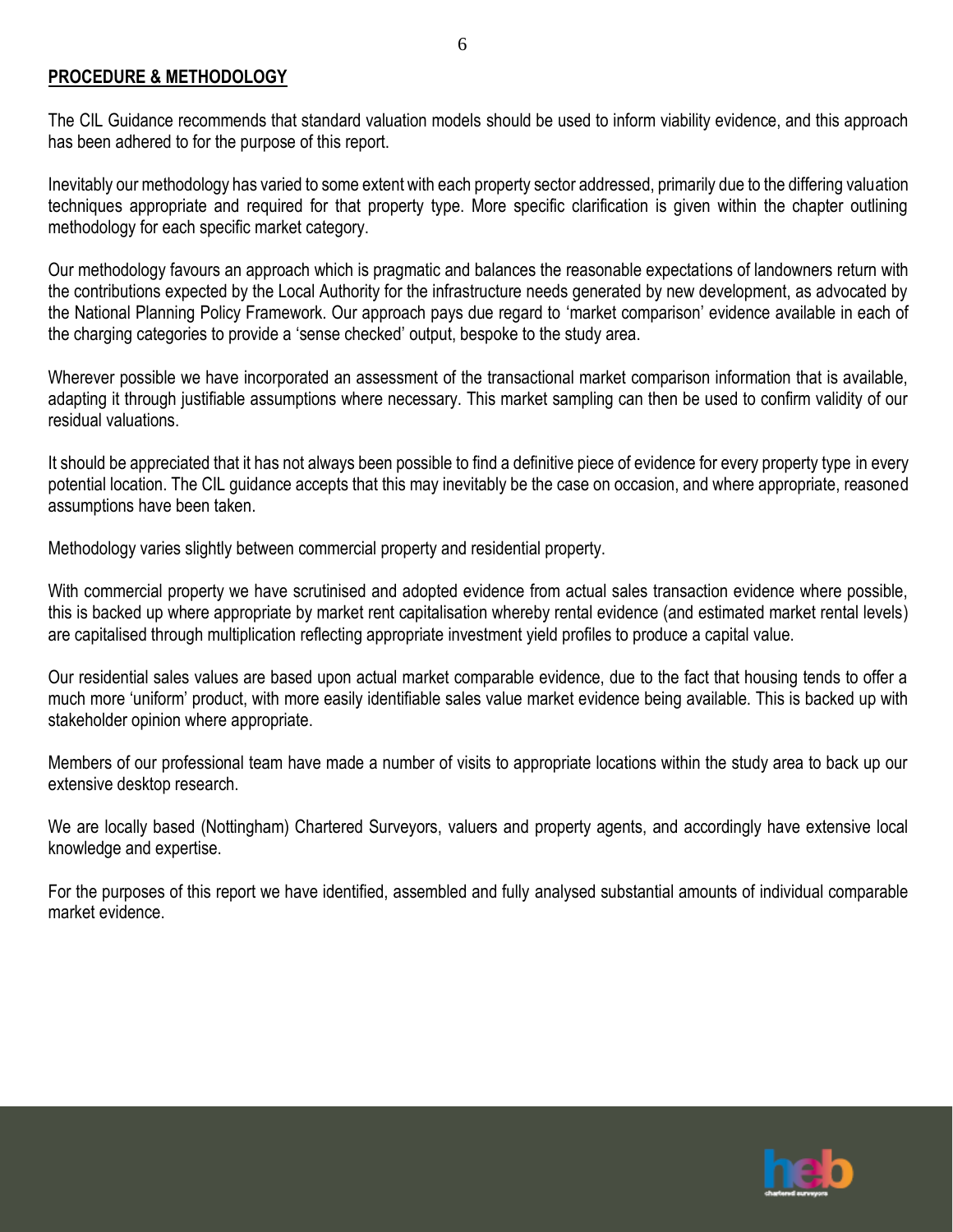## PROCEDURE & METHODOLOGY

The CIL Guidance recommends that standard valuation models should be used to inform viability evidence, and this approach has been adhered to for the purpose of this report.

Inevitably our methodology has varied to some extent with each property sector addressed, primarily due to the differing valuation techniques appropriate and required for that property type. More specific clarification is given within the chapter outlining methodology for each specific market category.

Our methodology favours an approach which is pragmatic and balances the reasonable expectations of landowners return with the contributions expected by the Local Authority for the infrastructure needs generated by new development, as advocated by the National Planning Policy Framework. Our approach pays due regard to 'market comparison' evidence available in each of the charging categories to provide a 'sense checked' output, bespoke to the study area.

Wherever possible we have incorporated an assessment of the transactional market comparison information that is available, adapting it through justifiable assumptions where necessary. This market sampling can then be used to confirm validity of our residual valuations.

It should be appreciated that it has not always been possible to find a definitive piece of evidence for every property type in every potential location. The CIL guidance accepts that this may inevitably be the case on occasion, and where appropriate, reasoned assumptions have been taken.

Methodology varies slightly between commercial property and residential property.

With commercial property we have scrutinised and adopted evidence from actual sales transaction evidence where possible, this is backed up where appropriate by market rent capitalisation whereby rental evidence (and estimated market rental levels) are capitalised through multiplication reflecting appropriate investment yield profiles to produce a capital value.

Our residential sales values are based upon actual market comparable evidence, due to the fact that housing tends to offer a much more 'uniform' product, with more easily identifiable sales value market evidence being available. This is backed up with stakeholder opinion where appropriate.

Members of our professional team have made a number of visits to appropriate locations within the study area to back up our extensive desktop research.

We are locally based (Nottingham) Chartered Surveyors, valuers and property agents, and accordingly have extensive local knowledge and expertise.

For the purposes of this report we have identified, assembled and fully analysed substantial amounts of individual comparable market evidence.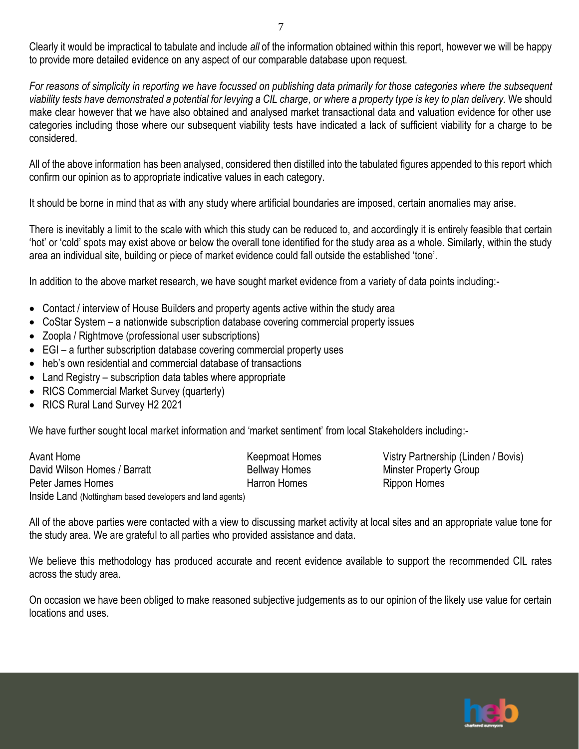Clearly it would be impractical to tabulate and include *all* of the information obtained within this report, however we will be happy to provide more detailed evidence on any aspect of our comparable database upon request.

*For reasons of simplicity in reporting we have focussed on publishing data primarily for those categories where the subsequent viability tests have demonstrated a potential for levying a CIL charge, or where a property type is key to plan delivery.* We should make clear however that we have also obtained and analysed market transactional data and valuation evidence for other use categories including those where our subsequent viability tests have indicated a lack of sufficient viability for a charge to be considered.

All of the above information has been analysed, considered then distilled into the tabulated figures appended to this report which confirm our opinion as to appropriate indicative values in each category.

It should be borne in mind that as with any study where artificial boundaries are imposed, certain anomalies may arise.

There is inevitably a limit to the scale with which this study can be reduced to, and accordingly it is entirely feasible that certain 'hot' or 'cold' spots may exist above or below the overall tone identified for the study area as a whole. Similarly, within the study area an individual site, building or piece of market evidence could fall outside the established 'tone'.

In addition to the above market research, we have sought market evidence from a variety of data points including:-

- Contact / interview of House Builders and property agents active within the study area
- CoStar System – a nationwide subscription database covering commercial property issues
- Zoopla / Rightmove (professional user subscriptions)
- EGI – a further subscription database covering commercial property uses
- heb's own residential and commercial database of transactions
- Land Registry – subscription data tables where appropriate
- RICS Commercial Market Survey (quarterly)
- RICS Rural Land Survey H2 2021

We have further sought local market information and 'market sentiment' from local Stakeholders including:-

- Avant Home
- David Wilson Homes / Barratt
- Peter James Homes
- Inside Land (Nottingham based developers and land agents)
- Keepmoat Homes
- Bellway Homes
- Harron Homes
- Vistry Partnership (Linden / Bovis)
- Minster Property Group
- Rippon Homes

All of the above parties were contacted with a view to discussing market activity at local sites and an appropriate value tone for the study area. We are grateful to all parties who provided assistance and data.

We believe this methodology has produced accurate and recent evidence available to support the recommended CIL rates across the study area.

On occasion we have been obliged to make reasoned subjective judgements as to our opinion of the likely use value for certain locations and uses.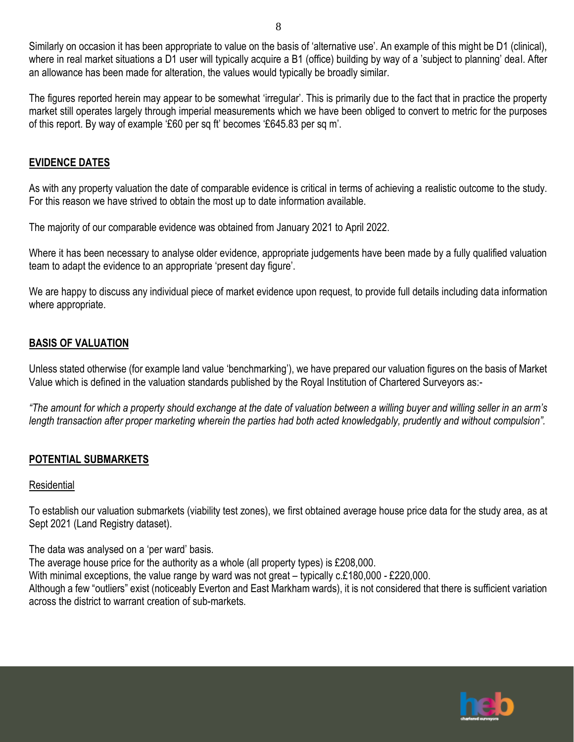Similarly on occasion it has been appropriate to value on the basis of 'alternative use'. An example of this might be D1 (clinical), where in real market situations a D1 user will typically acquire a B1 (office) building by way of a 'subject to planning' deal. After an allowance has been made for alteration, the values would typically be broadly similar.

The figures reported herein may appear to be somewhat 'irregular'. This is primarily due to the fact that in practice the property market still operates largely through imperial measurements which we have been obliged to convert to metric for the purposes of this report. By way of example '£60 per sq ft' becomes '£645.83 per sq m'.

## EVIDENCE DATES

As with any property valuation the date of comparable evidence is critical in terms of achieving a realistic outcome to the study. For this reason we have strived to obtain the most up to date information available.

The majority of our comparable evidence was obtained from January 2021 to April 2022.

Where it has been necessary to analyse older evidence, appropriate judgements have been made by a fully qualified valuation team to adapt the evidence to an appropriate 'present day figure'.

We are happy to discuss any individual piece of market evidence upon request, to provide full details including data information where appropriate.

## BASIS OF VALUATION

Unless stated otherwise (for example land value 'benchmarking'), we have prepared our valuation figures on the basis of Market Value which is defined in the valuation standards published by the Royal Institution of Chartered Surveyors as:-

*"The amount for which a property should exchange at the date of valuation between a willing buyer and willing seller in an arm's length transaction after proper marketing wherein the parties had both acted knowledgably, prudently and without compulsion".*

## POTENTIAL SUBMARKETS

### Residential

To establish our valuation submarkets (viability test zones), we first obtained average house price data for the study area, as at Sept 2021 (Land Registry dataset).

The data was analysed on a 'per ward' basis.
The average house price for the authority as a whole (all property types) is £208,000.
With minimal exceptions, the value range by ward was not great – typically c.£180,000 - £220,000.
Although a few "outliers" exist (noticeably Everton and East Markham wards), it is not considered that there is sufficient variation across the district to warrant creation of sub-markets.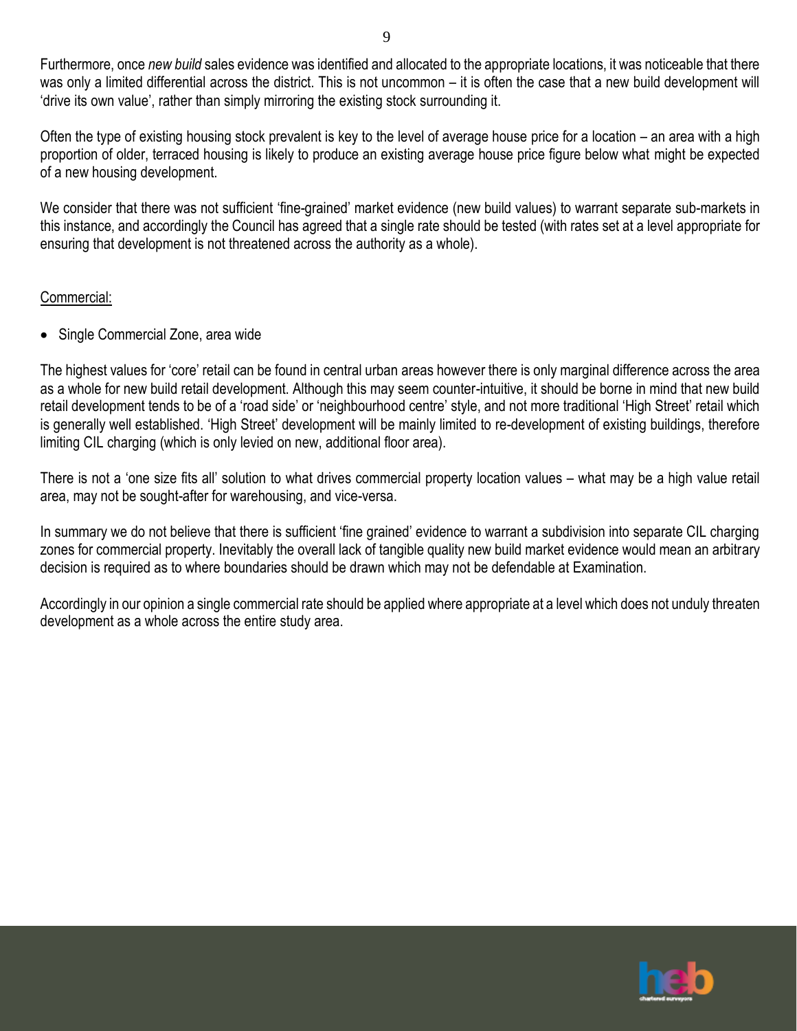Furthermore, once *new build* sales evidence was identified and allocated to the appropriate locations, it was noticeable that there was only a limited differential across the district. This is not uncommon – it is often the case that a new build development will 'drive its own value', rather than simply mirroring the existing stock surrounding it.

Often the type of existing housing stock prevalent is key to the level of average house price for a location – an area with a high proportion of older, terraced housing is likely to produce an existing average house price figure below what might be expected of a new housing development.

We consider that there was not sufficient 'fine-grained' market evidence (new build values) to warrant separate sub-markets in this instance, and accordingly the Council has agreed that a single rate should be tested (with rates set at a level appropriate for ensuring that development is not threatened across the authority as a whole).

Commercial:

- Single Commercial Zone, area wide

The highest values for 'core' retail can be found in central urban areas however there is only marginal difference across the area as a whole for new build retail development. Although this may seem counter-intuitive, it should be borne in mind that new build retail development tends to be of a 'road side' or 'neighbourhood centre' style, and not more traditional 'High Street' retail which is generally well established. 'High Street' development will be mainly limited to re-development of existing buildings, therefore limiting CIL charging (which is only levied on new, additional floor area).

There is not a 'one size fits all' solution to what drives commercial property location values – what may be a high value retail area, may not be sought-after for warehousing, and vice-versa.

In summary we do not believe that there is sufficient 'fine grained' evidence to warrant a subdivision into separate CIL charging zones for commercial property. Inevitably the overall lack of tangible quality new build market evidence would mean an arbitrary decision is required as to where boundaries should be drawn which may not be defendable at Examination.

Accordingly in our opinion a single commercial rate should be applied where appropriate at a level which does not unduly threaten development as a whole across the entire study area.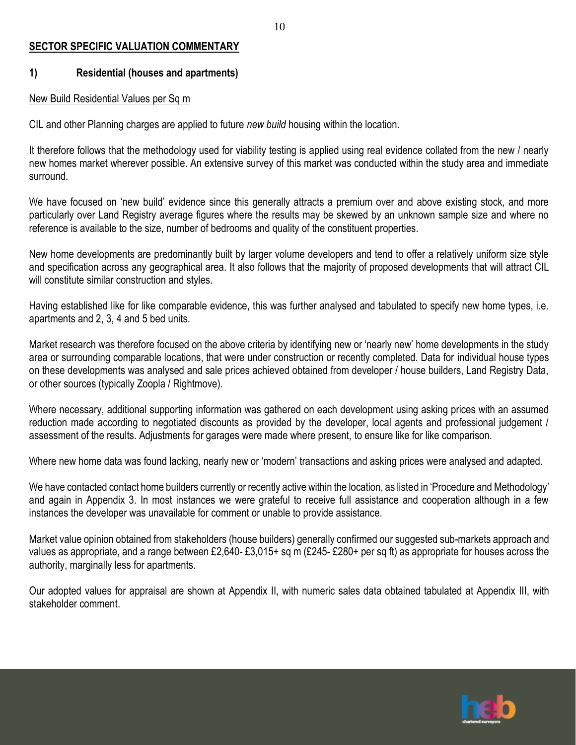## SECTOR SPECIFIC VALUATION COMMENTARY

### 1) Residential (houses and apartments)

New Build Residential Values per Sq m

CIL and other Planning charges are applied to future *new build* housing within the location.

It therefore follows that the methodology used for viability testing is applied using real evidence collated from the new / nearly new homes market wherever possible. An extensive survey of this market was conducted within the study area and immediate surround.

We have focused on 'new build' evidence since this generally attracts a premium over and above existing stock, and more particularly over Land Registry average figures where the results may be skewed by an unknown sample size and where no reference is available to the size, number of bedrooms and quality of the constituent properties.

New home developments are predominantly built by larger volume developers and tend to offer a relatively uniform size style and specification across any geographical area. It also follows that the majority of proposed developments that will attract CIL will constitute similar construction and styles.

Having established like for like comparable evidence, this was further analysed and tabulated to specify new home types, i.e. apartments and 2, 3, 4 and 5 bed units.

Market research was therefore focused on the above criteria by identifying new or 'nearly new' home developments in the study area or surrounding comparable locations, that were under construction or recently completed. Data for individual house types on these developments was analysed and sale prices achieved obtained from developer / house builders, Land Registry Data, or other sources (typically Zoopla / Rightmove).

Where necessary, additional supporting information was gathered on each development using asking prices with an assumed reduction made according to negotiated discounts as provided by the developer, local agents and professional judgement / assessment of the results. Adjustments for garages were made where present, to ensure like for like comparison.

Where new home data was found lacking, nearly new or 'modern' transactions and asking prices were analysed and adapted.

We have contacted contact home builders currently or recently active within the location, as listed in 'Procedure and Methodology' and again in Appendix 3. In most instances we were grateful to receive full assistance and cooperation although in a few instances the developer was unavailable for comment or unable to provide assistance.

Market value opinion obtained from stakeholders (house builders) generally confirmed our suggested sub-markets approach and values as appropriate, and a range between £2,640- £3,015+ sq m (£245- £280+ per sq ft) as appropriate for houses across the authority, marginally less for apartments.

Our adopted values for appraisal are shown at Appendix II, with numeric sales data obtained tabulated at Appendix III, with stakeholder comment.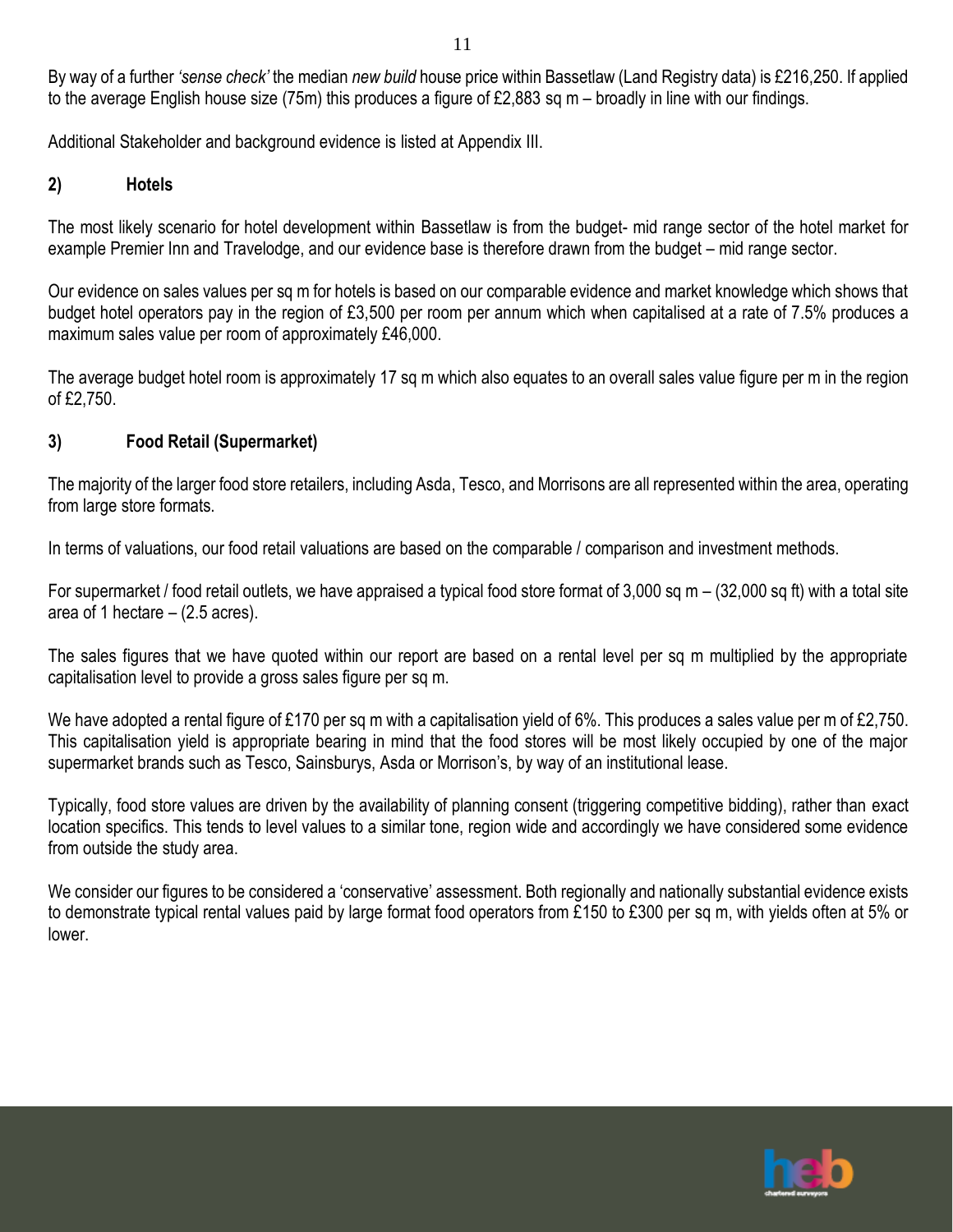By way of a further *'sense check'* the median *new build* house price within Bassetlaw (Land Registry data) is £216,250. If applied to the average English house size (75m) this produces a figure of £2,883 sq m – broadly in line with our findings.

Additional Stakeholder and background evidence is listed at Appendix III.

## 2) Hotels

The most likely scenario for hotel development within Bassetlaw is from the budget- mid range sector of the hotel market for example Premier Inn and Travelodge, and our evidence base is therefore drawn from the budget – mid range sector.

Our evidence on sales values per sq m for hotels is based on our comparable evidence and market knowledge which shows that budget hotel operators pay in the region of £3,500 per room per annum which when capitalised at a rate of 7.5% produces a maximum sales value per room of approximately £46,000.

The average budget hotel room is approximately 17 sq m which also equates to an overall sales value figure per m in the region of £2,750.

## 3) Food Retail (Supermarket)

The majority of the larger food store retailers, including Asda, Tesco, and Morrisons are all represented within the area, operating from large store formats.

In terms of valuations, our food retail valuations are based on the comparable / comparison and investment methods.

For supermarket / food retail outlets, we have appraised a typical food store format of 3,000 sq m – (32,000 sq ft) with a total site area of 1 hectare – (2.5 acres).

The sales figures that we have quoted within our report are based on a rental level per sq m multiplied by the appropriate capitalisation level to provide a gross sales figure per sq m.

We have adopted a rental figure of £170 per sq m with a capitalisation yield of 6%. This produces a sales value per m of £2,750. This capitalisation yield is appropriate bearing in mind that the food stores will be most likely occupied by one of the major supermarket brands such as Tesco, Sainsburys, Asda or Morrison's, by way of an institutional lease.

Typically, food store values are driven by the availability of planning consent (triggering competitive bidding), rather than exact location specifics. This tends to level values to a similar tone, region wide and accordingly we have considered some evidence from outside the study area.

We consider our figures to be considered a 'conservative' assessment. Both regionally and nationally substantial evidence exists to demonstrate typical rental values paid by large format food operators from £150 to £300 per sq m, with yields often at 5% or lower.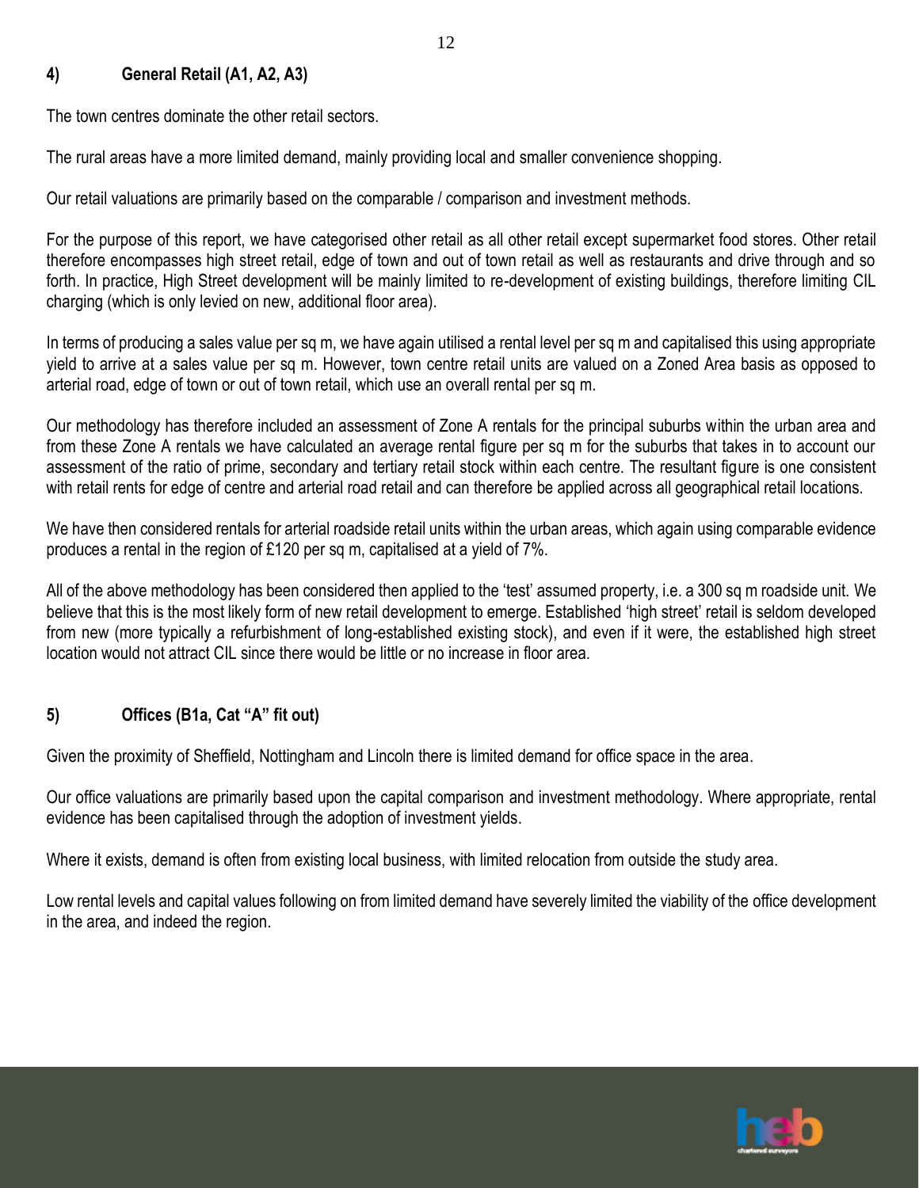## 4) General Retail (A1, A2, A3)

The town centres dominate the other retail sectors.

The rural areas have a more limited demand, mainly providing local and smaller convenience shopping.

Our retail valuations are primarily based on the comparable / comparison and investment methods.

For the purpose of this report, we have categorised other retail as all other retail except supermarket food stores. Other retail therefore encompasses high street retail, edge of town and out of town retail as well as restaurants and drive through and so forth. In practice, High Street development will be mainly limited to re-development of existing buildings, therefore limiting CIL charging (which is only levied on new, additional floor area).

In terms of producing a sales value per sq m, we have again utilised a rental level per sq m and capitalised this using appropriate yield to arrive at a sales value per sq m. However, town centre retail units are valued on a Zoned Area basis as opposed to arterial road, edge of town or out of town retail, which use an overall rental per sq m.

Our methodology has therefore included an assessment of Zone A rentals for the principal suburbs within the urban area and from these Zone A rentals we have calculated an average rental figure per sq m for the suburbs that takes in to account our assessment of the ratio of prime, secondary and tertiary retail stock within each centre. The resultant figure is one consistent with retail rents for edge of centre and arterial road retail and can therefore be applied across all geographical retail locations.

We have then considered rentals for arterial roadside retail units within the urban areas, which again using comparable evidence produces a rental in the region of £120 per sq m, capitalised at a yield of 7%.

All of the above methodology has been considered then applied to the 'test' assumed property, i.e. a 300 sq m roadside unit. We believe that this is the most likely form of new retail development to emerge. Established 'high street' retail is seldom developed from new (more typically a refurbishment of long-established existing stock), and even if it were, the established high street location would not attract CIL since there would be little or no increase in floor area.

## 5) Offices (B1a, Cat "A" fit out)

Given the proximity of Sheffield, Nottingham and Lincoln there is limited demand for office space in the area.

Our office valuations are primarily based upon the capital comparison and investment methodology. Where appropriate, rental evidence has been capitalised through the adoption of investment yields.

Where it exists, demand is often from existing local business, with limited relocation from outside the study area.

Low rental levels and capital values following on from limited demand have severely limited the viability of the office development in the area, and indeed the region.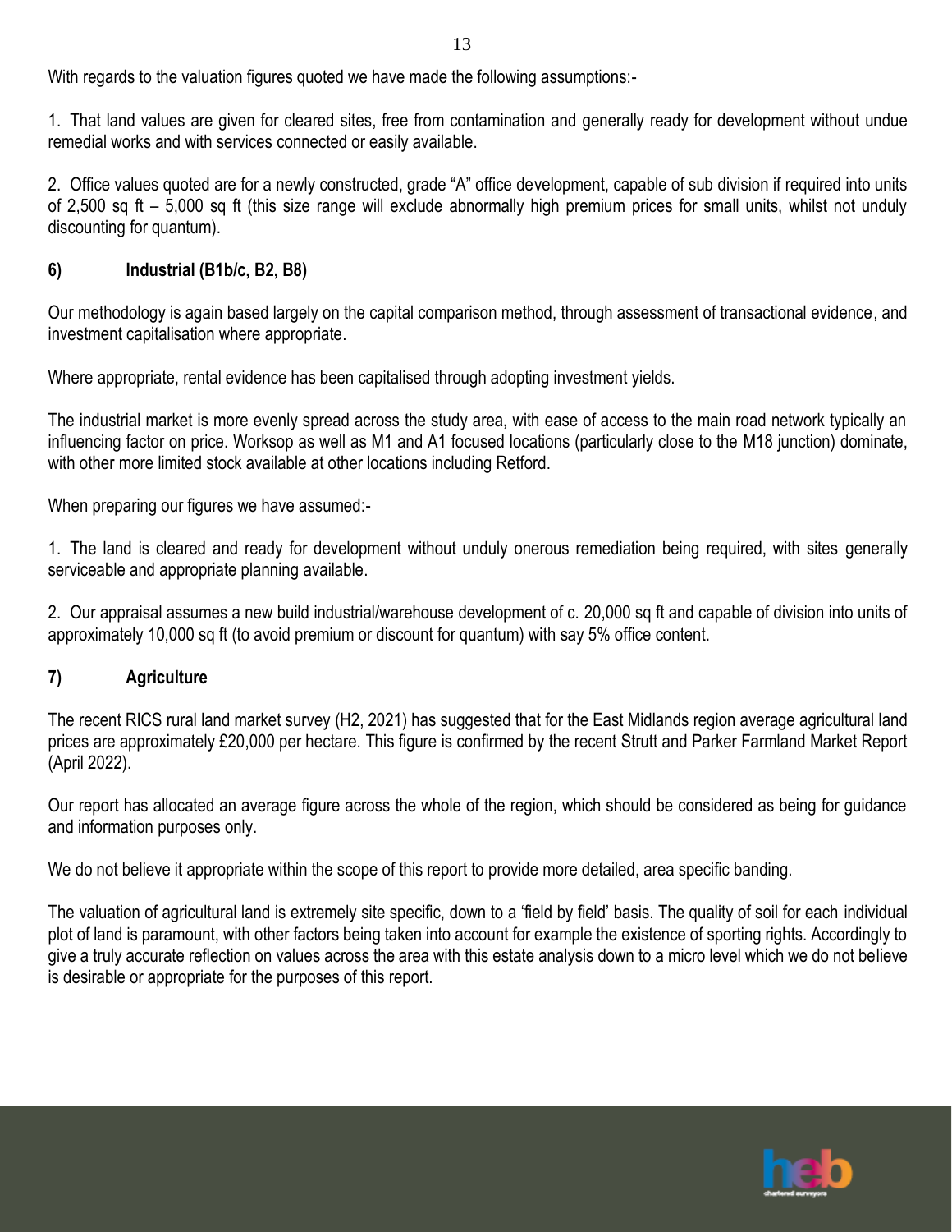With regards to the valuation figures quoted we have made the following assumptions:-

1. That land values are given for cleared sites, free from contamination and generally ready for development without undue remedial works and with services connected or easily available.

2. Office values quoted are for a newly constructed, grade "A" office development, capable of sub division if required into units of 2,500 sq ft – 5,000 sq ft (this size range will exclude abnormally high premium prices for small units, whilst not unduly discounting for quantum).

### 6) Industrial (B1b/c, B2, B8)

Our methodology is again based largely on the capital comparison method, through assessment of transactional evidence, and investment capitalisation where appropriate.

Where appropriate, rental evidence has been capitalised through adopting investment yields.

The industrial market is more evenly spread across the study area, with ease of access to the main road network typically an influencing factor on price. Worksop as well as M1 and A1 focused locations (particularly close to the M18 junction) dominate, with other more limited stock available at other locations including Retford.

When preparing our figures we have assumed:-

1. The land is cleared and ready for development without unduly onerous remediation being required, with sites generally serviceable and appropriate planning available.

2. Our appraisal assumes a new build industrial/warehouse development of c. 20,000 sq ft and capable of division into units of approximately 10,000 sq ft (to avoid premium or discount for quantum) with say 5% office content.

### 7) Agriculture

The recent RICS rural land market survey (H2, 2021) has suggested that for the East Midlands region average agricultural land prices are approximately £20,000 per hectare. This figure is confirmed by the recent Strutt and Parker Farmland Market Report (April 2022).

Our report has allocated an average figure across the whole of the region, which should be considered as being for guidance and information purposes only.

We do not believe it appropriate within the scope of this report to provide more detailed, area specific banding.

The valuation of agricultural land is extremely site specific, down to a 'field by field' basis. The quality of soil for each individual plot of land is paramount, with other factors being taken into account for example the existence of sporting rights. Accordingly to give a truly accurate reflection on values across the area with this estate analysis down to a micro level which we do not believe is desirable or appropriate for the purposes of this report.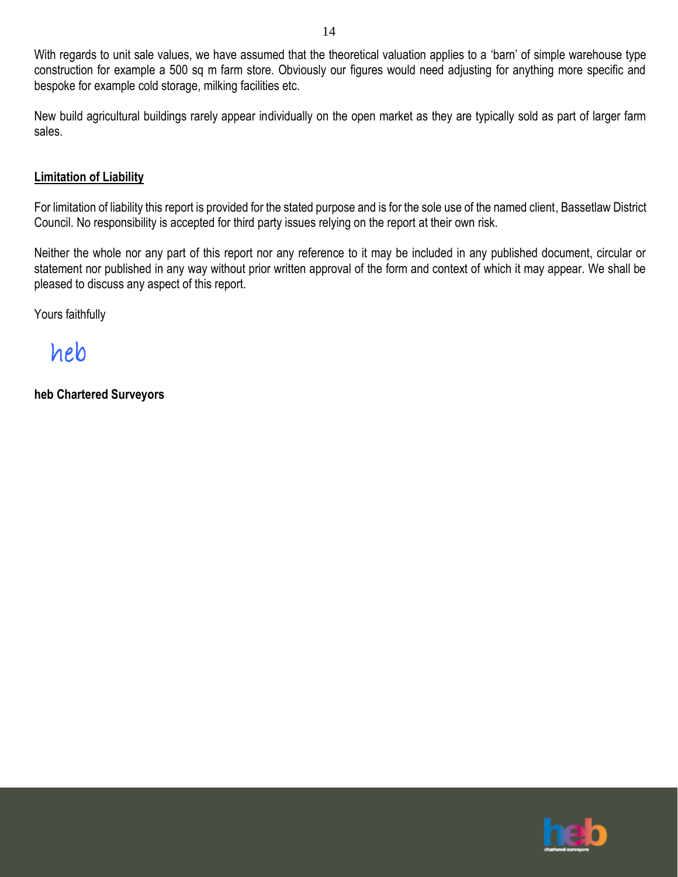With regards to unit sale values, we have assumed that the theoretical valuation applies to a 'barn' of simple warehouse type construction for example a 500 sq m farm store. Obviously our figures would need adjusting for anything more specific and bespoke for example cold storage, milking facilities etc.

New build agricultural buildings rarely appear individually on the open market as they are typically sold as part of larger farm sales.

## Limitation of Liability

For limitation of liability this report is provided for the stated purpose and is for the sole use of the named client, Bassetlaw District Council. No responsibility is accepted for third party issues relying on the report at their own risk.

Neither the whole nor any part of this report nor any reference to it may be included in any published document, circular or statement nor published in any way without prior written approval of the form and context of which it may appear. We shall be pleased to discuss any aspect of this report.

Yours faithfully

heb

**heb Chartered Surveyors**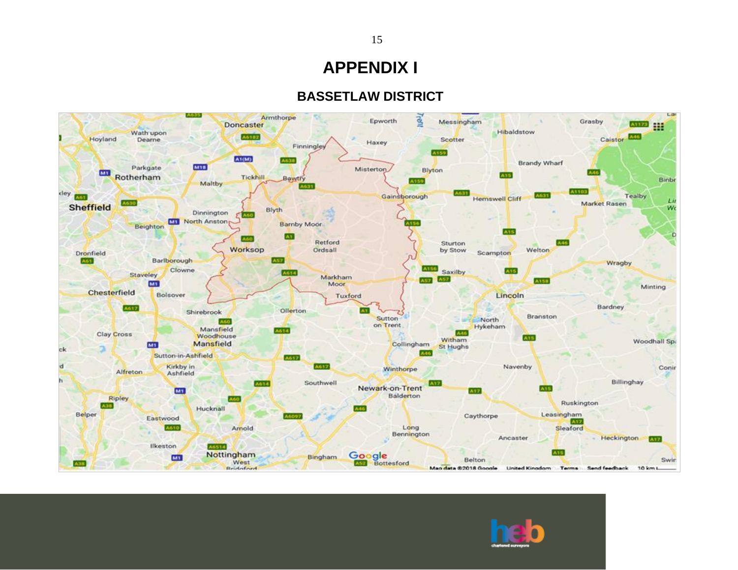# APPENDIX I

## BASSETLAW DISTRICT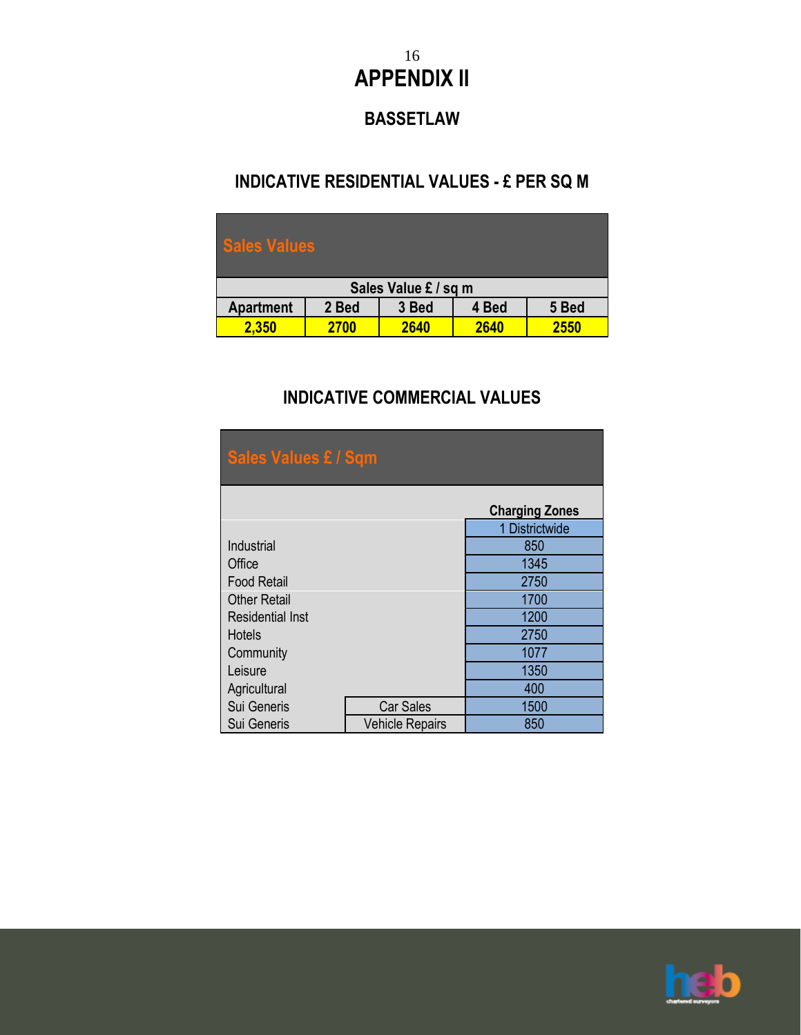# APPENDIX II

## BASSETLAW

### INDICATIVE RESIDENTIAL VALUES - £ PER SQ M

| Sales Values | | | | |
|---|---|---|---|---|
| Sales Value £ / sq m | | | | |
| Apartment | 2 Bed | 3 Bed | 4 Bed | 5 Bed |
| 2,350 | 2700 | 2640 | 2640 | 2550 |

### INDICATIVE COMMERCIAL VALUES

| Sales Values £ / Sqm | | |
|---|---|---|
| | | Charging Zones |
| | | 1 Districtwide |
| Industrial | | 850 |
| Office | | 1345 |
| Food Retail | | 2750 |
| Other Retail | | 1700 |
| Residential Inst | | 1200 |
| Hotels | | 2750 |
| Community | | 1077 |
| Leisure | | 1350 |
| Agricultural | | 400 |
| Sui Generis | Car Sales | 1500 |
| Sui Generis | Vehicle Repairs | 850 |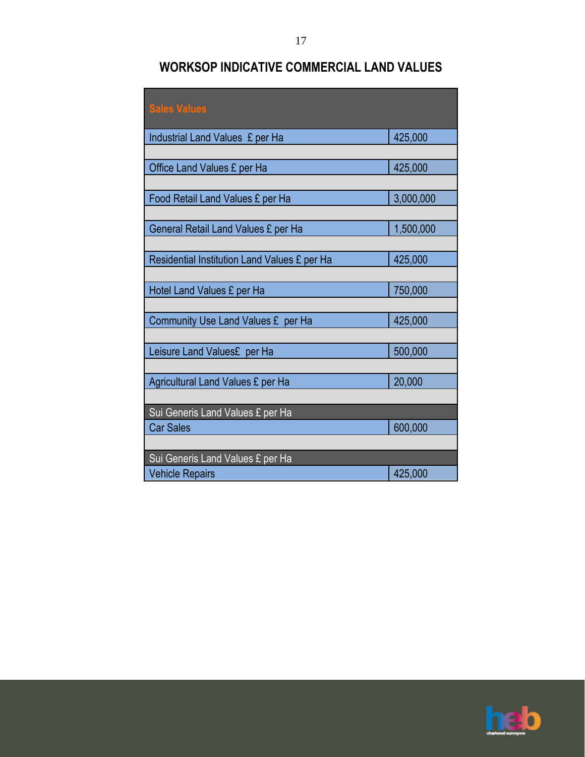# WORKSOP INDICATIVE COMMERCIAL LAND VALUES

| Sales Values | |
|---|---|
| Industrial Land Values £ per Ha | 425,000 |
| Office Land Values £ per Ha | 425,000 |
| Food Retail Land Values £ per Ha | 3,000,000 |
| General Retail Land Values £ per Ha | 1,500,000 |
| Residential Institution Land Values £ per Ha | 425,000 |
| Hotel Land Values £ per Ha | 750,000 |
| Community Use Land Values £ per Ha | 425,000 |
| Leisure Land Values£ per Ha | 500,000 |
| Agricultural Land Values £ per Ha | 20,000 |
| **Sui Generis Land Values £ per Ha** | |
| Car Sales | 600,000 |
| **Sui Generis Land Values £ per Ha** | |
| Vehicle Repairs | 425,000 |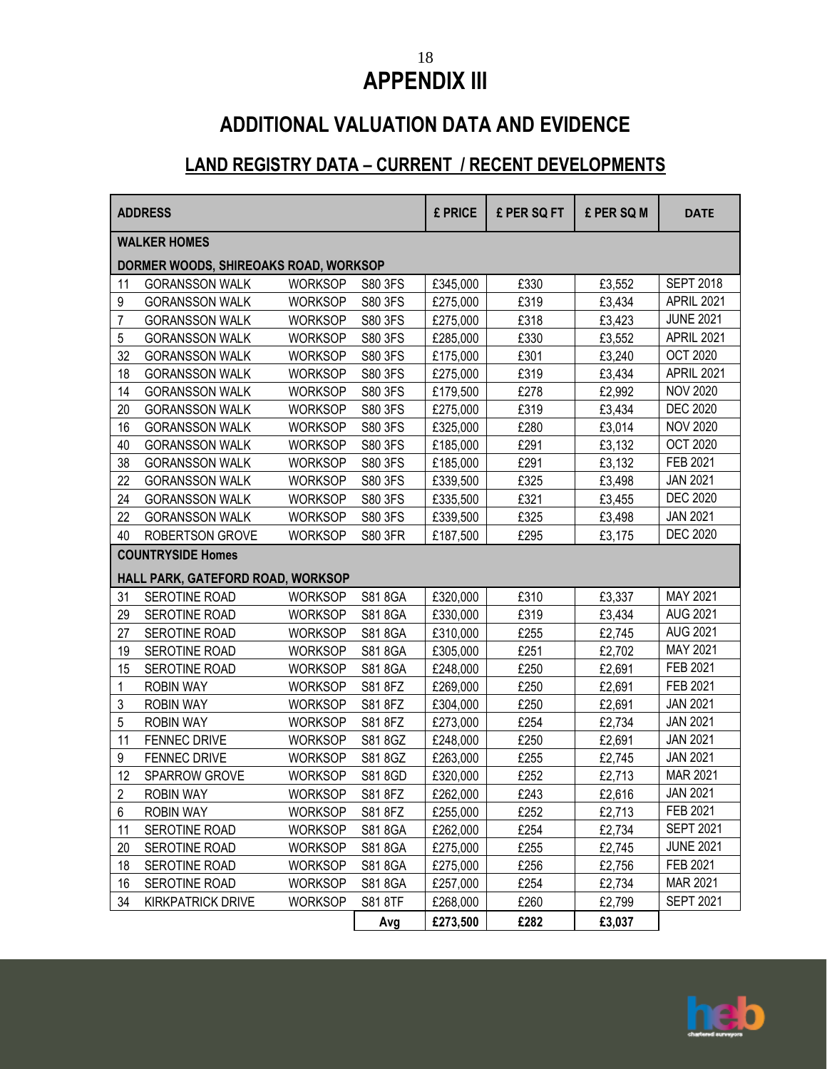# APPENDIX III

## ADDITIONAL VALUATION DATA AND EVIDENCE

### LAND REGISTRY DATA – CURRENT / RECENT DEVELOPMENTS

| ADDRESS | | | | £ PRICE | £ PER SQ FT | £ PER SQ M | DATE |
|---|---|---|---|---|---|---|---|
| **WALKER HOMES** | | | | | | | |
| **DORMER WOODS, SHIREOAKS ROAD, WORKSOP** | | | | | | | |
| 11 | GORANSSON WALK | WORKSOP | S80 3FS | £345,000 | £330 | £3,552 | SEPT 2018 |
| 9 | GORANSSON WALK | WORKSOP | S80 3FS | £275,000 | £319 | £3,434 | APRIL 2021 |
| 7 | GORANSSON WALK | WORKSOP | S80 3FS | £275,000 | £318 | £3,423 | JUNE 2021 |
| 5 | GORANSSON WALK | WORKSOP | S80 3FS | £285,000 | £330 | £3,552 | APRIL 2021 |
| 32 | GORANSSON WALK | WORKSOP | S80 3FS | £175,000 | £301 | £3,240 | OCT 2020 |
| 18 | GORANSSON WALK | WORKSOP | S80 3FS | £275,000 | £319 | £3,434 | APRIL 2021 |
| 14 | GORANSSON WALK | WORKSOP | S80 3FS | £179,500 | £278 | £2,992 | NOV 2020 |
| 20 | GORANSSON WALK | WORKSOP | S80 3FS | £275,000 | £319 | £3,434 | DEC 2020 |
| 16 | GORANSSON WALK | WORKSOP | S80 3FS | £325,000 | £280 | £3,014 | NOV 2020 |
| 40 | GORANSSON WALK | WORKSOP | S80 3FS | £185,000 | £291 | £3,132 | OCT 2020 |
| 38 | GORANSSON WALK | WORKSOP | S80 3FS | £185,000 | £291 | £3,132 | FEB 2021 |
| 22 | GORANSSON WALK | WORKSOP | S80 3FS | £339,500 | £325 | £3,498 | JAN 2021 |
| 24 | GORANSSON WALK | WORKSOP | S80 3FS | £335,500 | £321 | £3,455 | DEC 2020 |
| 22 | GORANSSON WALK | WORKSOP | S80 3FS | £339,500 | £325 | £3,498 | JAN 2021 |
| 40 | ROBERTSON GROVE | WORKSOP | S80 3FR | £187,500 | £295 | £3,175 | DEC 2020 |
| **COUNTRYSIDE Homes** | | | | | | | |
| **HALL PARK, GATEFORD ROAD, WORKSOP** | | | | | | | |
| 31 | SEROTINE ROAD | WORKSOP | S81 8GA | £320,000 | £310 | £3,337 | MAY 2021 |
| 29 | SEROTINE ROAD | WORKSOP | S81 8GA | £330,000 | £319 | £3,434 | AUG 2021 |
| 27 | SEROTINE ROAD | WORKSOP | S81 8GA | £310,000 | £255 | £2,745 | AUG 2021 |
| 19 | SEROTINE ROAD | WORKSOP | S81 8GA | £305,000 | £251 | £2,702 | MAY 2021 |
| 15 | SEROTINE ROAD | WORKSOP | S81 8GA | £248,000 | £250 | £2,691 | FEB 2021 |
| 1 | ROBIN WAY | WORKSOP | S81 8FZ | £269,000 | £250 | £2,691 | FEB 2021 |
| 3 | ROBIN WAY | WORKSOP | S81 8FZ | £304,000 | £250 | £2,691 | JAN 2021 |
| 5 | ROBIN WAY | WORKSOP | S81 8FZ | £273,000 | £254 | £2,734 | JAN 2021 |
| 11 | FENNEC DRIVE | WORKSOP | S81 8GZ | £248,000 | £250 | £2,691 | JAN 2021 |
| 9 | FENNEC DRIVE | WORKSOP | S81 8GZ | £263,000 | £255 | £2,745 | JAN 2021 |
| 12 | SPARROW GROVE | WORKSOP | S81 8GD | £320,000 | £252 | £2,713 | MAR 2021 |
| 2 | ROBIN WAY | WORKSOP | S81 8FZ | £262,000 | £243 | £2,616 | JAN 2021 |
| 6 | ROBIN WAY | WORKSOP | S81 8FZ | £255,000 | £252 | £2,713 | FEB 2021 |
| 11 | SEROTINE ROAD | WORKSOP | S81 8GA | £262,000 | £254 | £2,734 | SEPT 2021 |
| 20 | SEROTINE ROAD | WORKSOP | S81 8GA | £275,000 | £255 | £2,745 | JUNE 2021 |
| 18 | SEROTINE ROAD | WORKSOP | S81 8GA | £275,000 | £256 | £2,756 | FEB 2021 |
| 16 | SEROTINE ROAD | WORKSOP | S81 8GA | £257,000 | £254 | £2,734 | MAR 2021 |
| 34 | KIRKPATRICK DRIVE | WORKSOP | S81 8TF | £268,000 | £260 | £2,799 | SEPT 2021 |
| | | | **Avg** | **£273,500** | **£282** | **£3,037** | |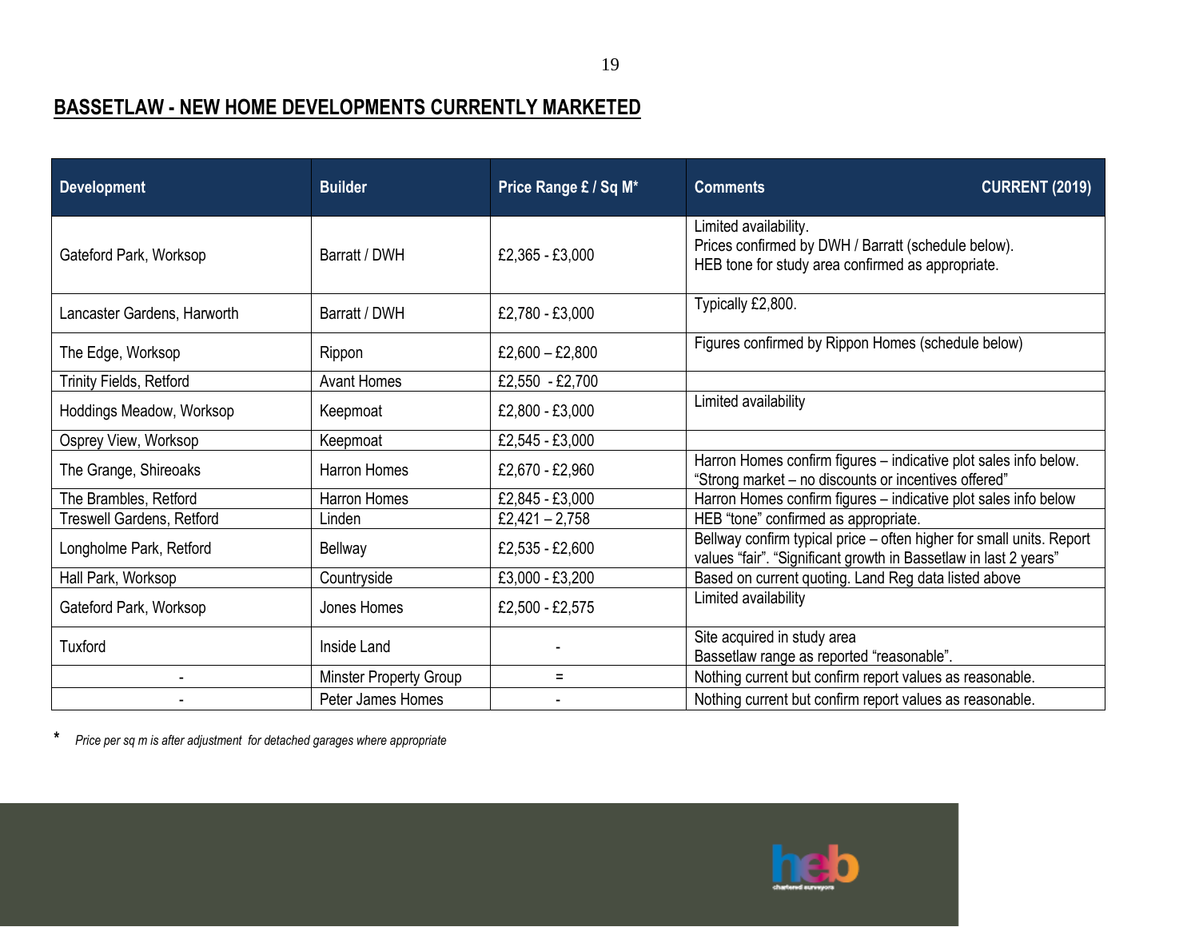## BASSETLAW - NEW HOME DEVELOPMENTS CURRENTLY MARKETED

| Development | Builder | Price Range £ / Sq M* | Comments CURRENT (2019) |
|---|---|---|---|
| Gateford Park, Worksop | Barratt / DWH | £2,365 - £3,000 | Limited availability.<br>Prices confirmed by DWH / Barratt (schedule below).<br>HEB tone for study area confirmed as appropriate. |
| Lancaster Gardens, Harworth | Barratt / DWH | £2,780 - £3,000 | Typically £2,800. |
| The Edge, Worksop | Rippon | £2,600 – £2,800 | Figures confirmed by Rippon Homes (schedule below) |
| Trinity Fields, Retford | Avant Homes | £2,550 - £2,700 | |
| Hoddings Meadow, Worksop | Keepmoat | £2,800 - £3,000 | Limited availability |
| Osprey View, Worksop | Keepmoat | £2,545 - £3,000 | |
| The Grange, Shireoaks | Harron Homes | £2,670 - £2,960 | Harron Homes confirm figures – indicative plot sales info below.<br>"Strong market – no discounts or incentives offered" |
| The Brambles, Retford | Harron Homes | £2,845 - £3,000 | Harron Homes confirm figures – indicative plot sales info below |
| Treswell Gardens, Retford | Linden | £2,421 – 2,758 | HEB "tone" confirmed as appropriate. |
| Longholme Park, Retford | Bellway | £2,535 - £2,600 | Bellway confirm typical price – often higher for small units. Report values "fair". "Significant growth in Bassetlaw in last 2 years" |
| Hall Park, Worksop | Countryside | £3,000 - £3,200 | Based on current quoting. Land Reg data listed above |
| Gateford Park, Worksop | Jones Homes | £2,500 - £2,575 | Limited availability |
| Tuxford | Inside Land | - | Site acquired in study area<br>Bassetlaw range as reported "reasonable". |
| - | Minster Property Group | = | Nothing current but confirm report values as reasonable. |
| - | Peter James Homes | - | Nothing current but confirm report values as reasonable. |

\* *Price per sq m is after adjustment for detached garages where appropriate*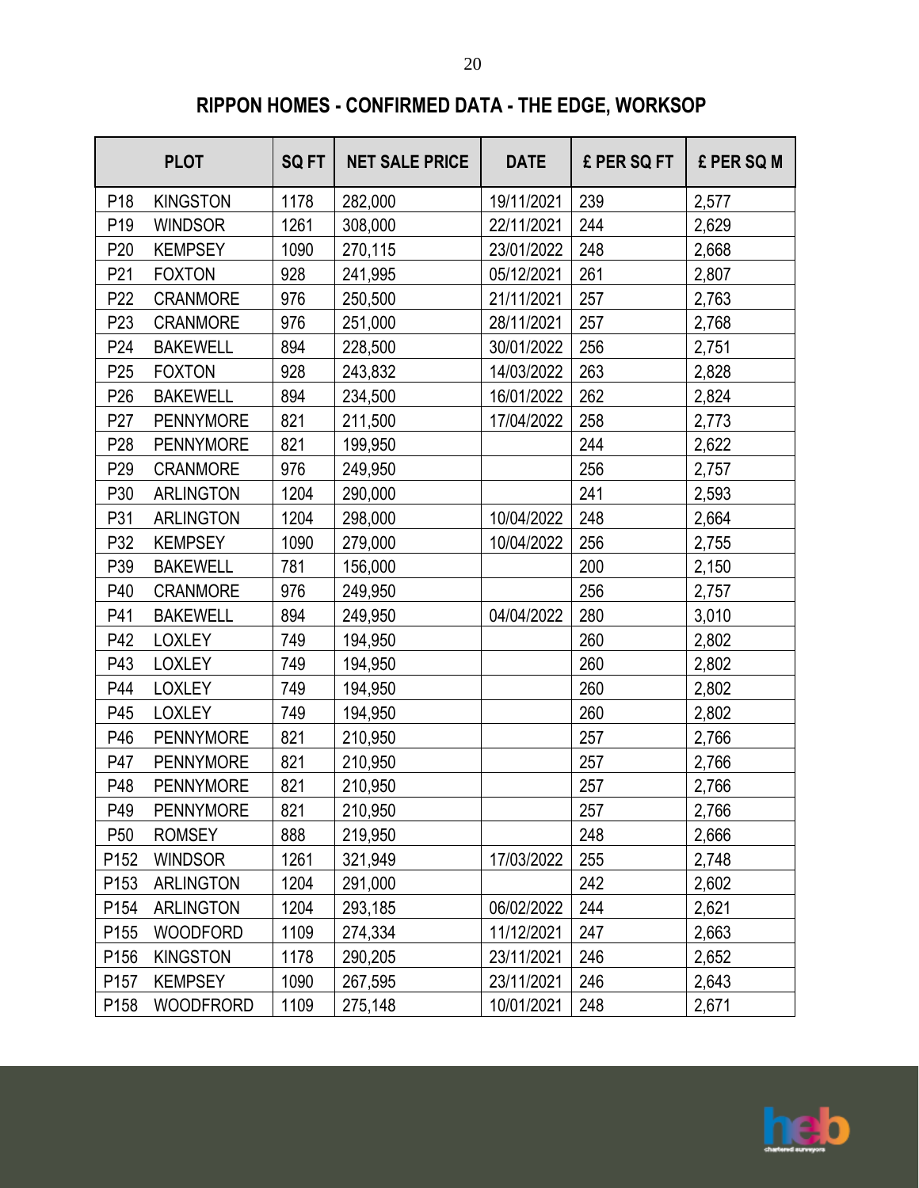## RIPPON HOMES - CONFIRMED DATA - THE EDGE, WORKSOP

| PLOT | | SQ FT | NET SALE PRICE | DATE | £ PER SQ FT | £ PER SQ M |
|---|---|---|---|---|---|---|
| P18 | KINGSTON | 1178 | 282,000 | 19/11/2021 | 239 | 2,577 |
| P19 | WINDSOR | 1261 | 308,000 | 22/11/2021 | 244 | 2,629 |
| P20 | KEMPSEY | 1090 | 270,115 | 23/01/2022 | 248 | 2,668 |
| P21 | FOXTON | 928 | 241,995 | 05/12/2021 | 261 | 2,807 |
| P22 | CRANMORE | 976 | 250,500 | 21/11/2021 | 257 | 2,763 |
| P23 | CRANMORE | 976 | 251,000 | 28/11/2021 | 257 | 2,768 |
| P24 | BAKEWELL | 894 | 228,500 | 30/01/2022 | 256 | 2,751 |
| P25 | FOXTON | 928 | 243,832 | 14/03/2022 | 263 | 2,828 |
| P26 | BAKEWELL | 894 | 234,500 | 16/01/2022 | 262 | 2,824 |
| P27 | PENNYMORE | 821 | 211,500 | 17/04/2022 | 258 | 2,773 |
| P28 | PENNYMORE | 821 | 199,950 | | 244 | 2,622 |
| P29 | CRANMORE | 976 | 249,950 | | 256 | 2,757 |
| P30 | ARLINGTON | 1204 | 290,000 | | 241 | 2,593 |
| P31 | ARLINGTON | 1204 | 298,000 | 10/04/2022 | 248 | 2,664 |
| P32 | KEMPSEY | 1090 | 279,000 | 10/04/2022 | 256 | 2,755 |
| P39 | BAKEWELL | 781 | 156,000 | | 200 | 2,150 |
| P40 | CRANMORE | 976 | 249,950 | | 256 | 2,757 |
| P41 | BAKEWELL | 894 | 249,950 | 04/04/2022 | 280 | 3,010 |
| P42 | LOXLEY | 749 | 194,950 | | 260 | 2,802 |
| P43 | LOXLEY | 749 | 194,950 | | 260 | 2,802 |
| P44 | LOXLEY | 749 | 194,950 | | 260 | 2,802 |
| P45 | LOXLEY | 749 | 194,950 | | 260 | 2,802 |
| P46 | PENNYMORE | 821 | 210,950 | | 257 | 2,766 |
| P47 | PENNYMORE | 821 | 210,950 | | 257 | 2,766 |
| P48 | PENNYMORE | 821 | 210,950 | | 257 | 2,766 |
| P49 | PENNYMORE | 821 | 210,950 | | 257 | 2,766 |
| P50 | ROMSEY | 888 | 219,950 | | 248 | 2,666 |
| P152 | WINDSOR | 1261 | 321,949 | 17/03/2022 | 255 | 2,748 |
| P153 | ARLINGTON | 1204 | 291,000 | | 242 | 2,602 |
| P154 | ARLINGTON | 1204 | 293,185 | 06/02/2022 | 244 | 2,621 |
| P155 | WOODFORD | 1109 | 274,334 | 11/12/2021 | 247 | 2,663 |
| P156 | KINGSTON | 1178 | 290,205 | 23/11/2021 | 246 | 2,652 |
| P157 | KEMPSEY | 1090 | 267,595 | 23/11/2021 | 246 | 2,643 |
| P158 | WOODFRORD | 1109 | 275,148 | 10/01/2021 | 248 | 2,671 |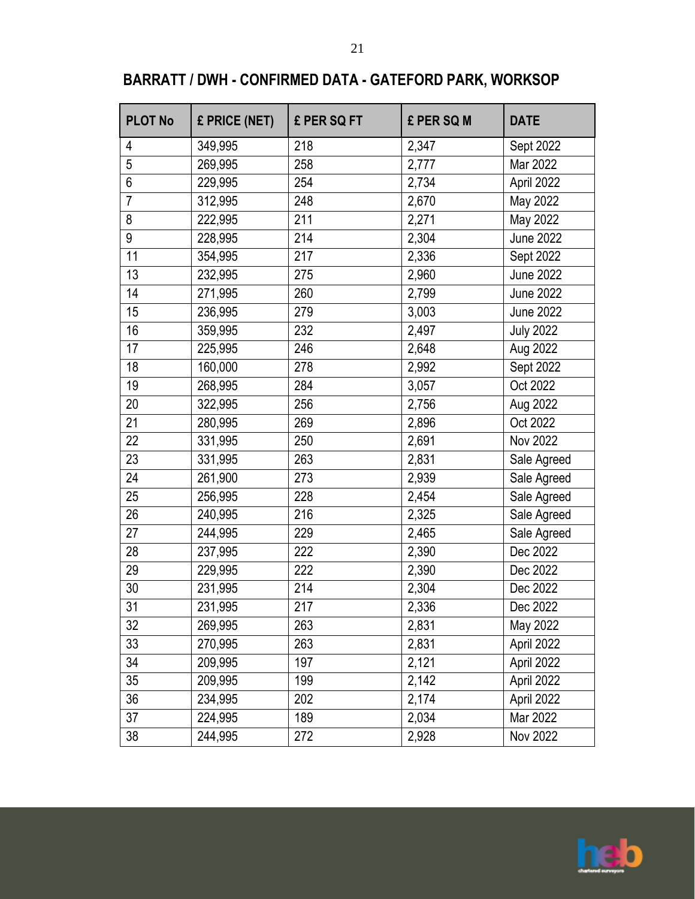## BARRATT / DWH - CONFIRMED DATA - GATEFORD PARK, WORKSOP

| PLOT No | £ PRICE (NET) | £ PER SQ FT | £ PER SQ M | DATE |
|---|---|---|---|---|
| 4 | 349,995 | 218 | 2,347 | Sept 2022 |
| 5 | 269,995 | 258 | 2,777 | Mar 2022 |
| 6 | 229,995 | 254 | 2,734 | April 2022 |
| 7 | 312,995 | 248 | 2,670 | May 2022 |
| 8 | 222,995 | 211 | 2,271 | May 2022 |
| 9 | 228,995 | 214 | 2,304 | June 2022 |
| 11 | 354,995 | 217 | 2,336 | Sept 2022 |
| 13 | 232,995 | 275 | 2,960 | June 2022 |
| 14 | 271,995 | 260 | 2,799 | June 2022 |
| 15 | 236,995 | 279 | 3,003 | June 2022 |
| 16 | 359,995 | 232 | 2,497 | July 2022 |
| 17 | 225,995 | 246 | 2,648 | Aug 2022 |
| 18 | 160,000 | 278 | 2,992 | Sept 2022 |
| 19 | 268,995 | 284 | 3,057 | Oct 2022 |
| 20 | 322,995 | 256 | 2,756 | Aug 2022 |
| 21 | 280,995 | 269 | 2,896 | Oct 2022 |
| 22 | 331,995 | 250 | 2,691 | Nov 2022 |
| 23 | 331,995 | 263 | 2,831 | Sale Agreed |
| 24 | 261,900 | 273 | 2,939 | Sale Agreed |
| 25 | 256,995 | 228 | 2,454 | Sale Agreed |
| 26 | 240,995 | 216 | 2,325 | Sale Agreed |
| 27 | 244,995 | 229 | 2,465 | Sale Agreed |
| 28 | 237,995 | 222 | 2,390 | Dec 2022 |
| 29 | 229,995 | 222 | 2,390 | Dec 2022 |
| 30 | 231,995 | 214 | 2,304 | Dec 2022 |
| 31 | 231,995 | 217 | 2,336 | Dec 2022 |
| 32 | 269,995 | 263 | 2,831 | May 2022 |
| 33 | 270,995 | 263 | 2,831 | April 2022 |
| 34 | 209,995 | 197 | 2,121 | April 2022 |
| 35 | 209,995 | 199 | 2,142 | April 2022 |
| 36 | 234,995 | 202 | 2,174 | April 2022 |
| 37 | 224,995 | 189 | 2,034 | Mar 2022 |
| 38 | 244,995 | 272 | 2,928 | Nov 2022 |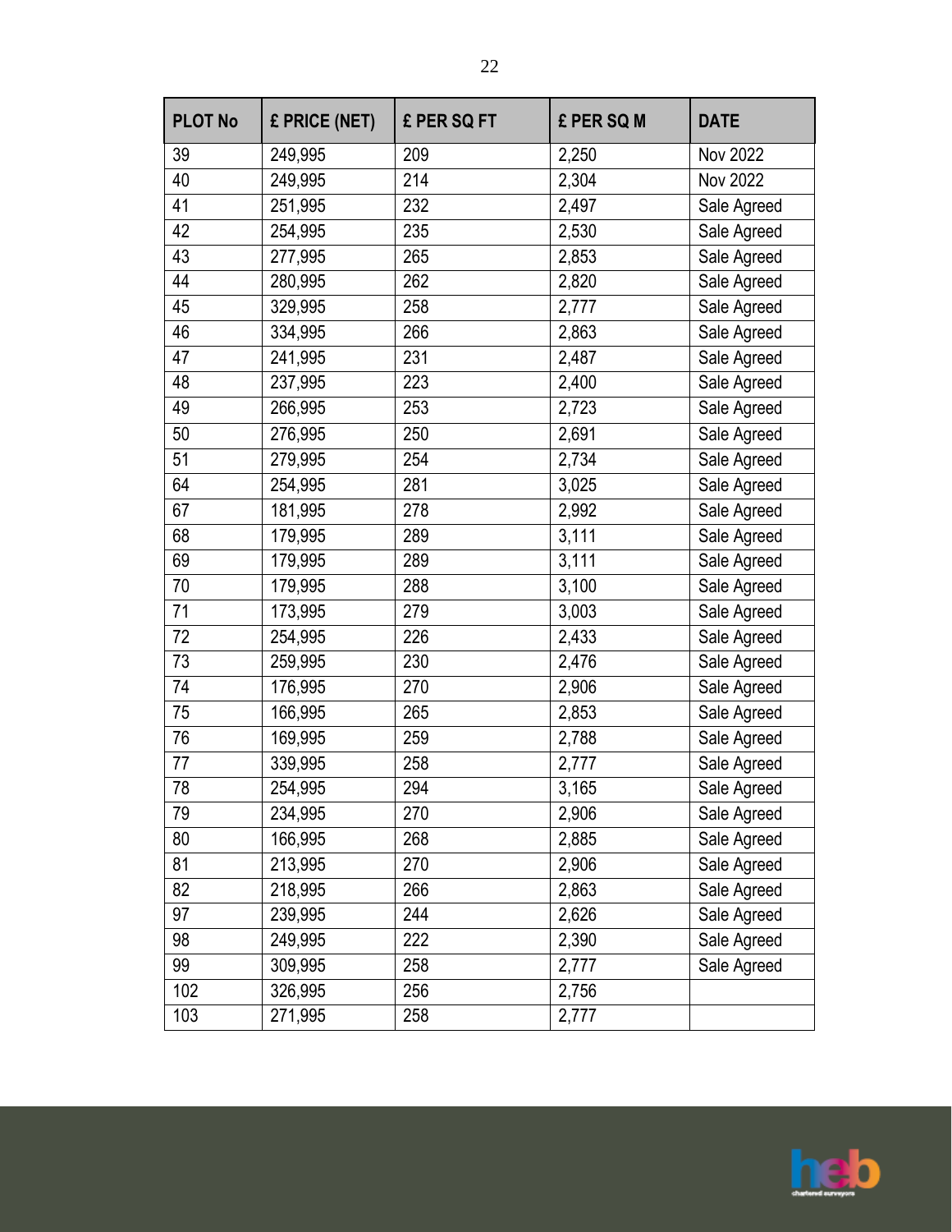| PLOT No | £ PRICE (NET) | £ PER SQ FT | £ PER SQ M | DATE |
|---|---|---|---|---|
| 39 | 249,995 | 209 | 2,250 | Nov 2022 |
| 40 | 249,995 | 214 | 2,304 | Nov 2022 |
| 41 | 251,995 | 232 | 2,497 | Sale Agreed |
| 42 | 254,995 | 235 | 2,530 | Sale Agreed |
| 43 | 277,995 | 265 | 2,853 | Sale Agreed |
| 44 | 280,995 | 262 | 2,820 | Sale Agreed |
| 45 | 329,995 | 258 | 2,777 | Sale Agreed |
| 46 | 334,995 | 266 | 2,863 | Sale Agreed |
| 47 | 241,995 | 231 | 2,487 | Sale Agreed |
| 48 | 237,995 | 223 | 2,400 | Sale Agreed |
| 49 | 266,995 | 253 | 2,723 | Sale Agreed |
| 50 | 276,995 | 250 | 2,691 | Sale Agreed |
| 51 | 279,995 | 254 | 2,734 | Sale Agreed |
| 64 | 254,995 | 281 | 3,025 | Sale Agreed |
| 67 | 181,995 | 278 | 2,992 | Sale Agreed |
| 68 | 179,995 | 289 | 3,111 | Sale Agreed |
| 69 | 179,995 | 289 | 3,111 | Sale Agreed |
| 70 | 179,995 | 288 | 3,100 | Sale Agreed |
| 71 | 173,995 | 279 | 3,003 | Sale Agreed |
| 72 | 254,995 | 226 | 2,433 | Sale Agreed |
| 73 | 259,995 | 230 | 2,476 | Sale Agreed |
| 74 | 176,995 | 270 | 2,906 | Sale Agreed |
| 75 | 166,995 | 265 | 2,853 | Sale Agreed |
| 76 | 169,995 | 259 | 2,788 | Sale Agreed |
| 77 | 339,995 | 258 | 2,777 | Sale Agreed |
| 78 | 254,995 | 294 | 3,165 | Sale Agreed |
| 79 | 234,995 | 270 | 2,906 | Sale Agreed |
| 80 | 166,995 | 268 | 2,885 | Sale Agreed |
| 81 | 213,995 | 270 | 2,906 | Sale Agreed |
| 82 | 218,995 | 266 | 2,863 | Sale Agreed |
| 97 | 239,995 | 244 | 2,626 | Sale Agreed |
| 98 | 249,995 | 222 | 2,390 | Sale Agreed |
| 99 | 309,995 | 258 | 2,777 | Sale Agreed |
| 102 | 326,995 | 256 | 2,756 | |
| 103 | 271,995 | 258 | 2,777 | |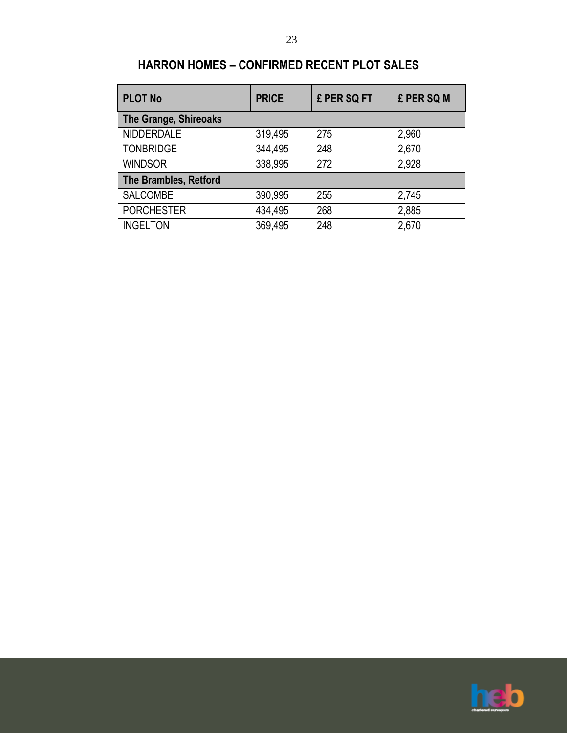## HARRON HOMES – CONFIRMED RECENT PLOT SALES

| PLOT No | PRICE | £ PER SQ FT | £ PER SQ M |
|---|---|---|---|
| **The Grange, Shireoaks** | | | |
| NIDDERDALE | 319,495 | 275 | 2,960 |
| TONBRIDGE | 344,495 | 248 | 2,670 |
| WINDSOR | 338,995 | 272 | 2,928 |
| **The Brambles, Retford** | | | |
| SALCOMBE | 390,995 | 255 | 2,745 |
| PORCHESTER | 434,495 | 268 | 2,885 |
| INGELTON | 369,495 | 248 | 2,670 |